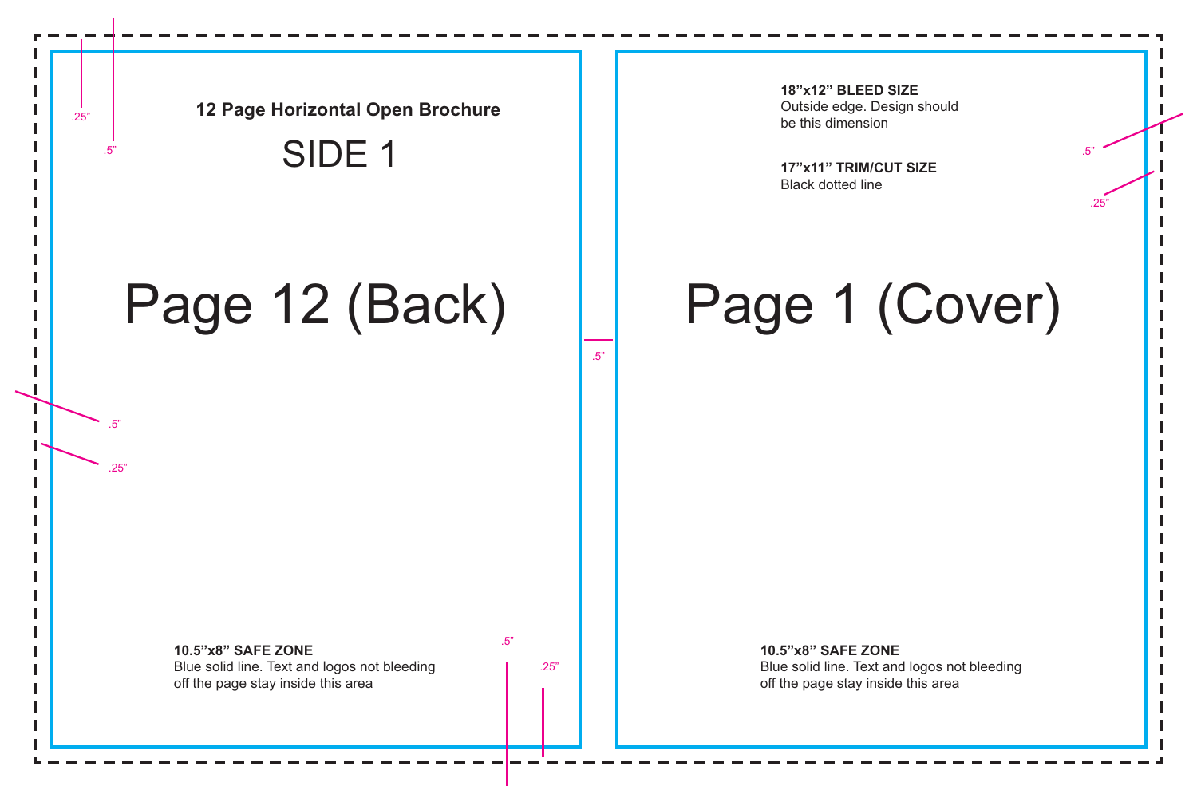**12 Page Horizontal Open Brochure**

SIDE 1

Page 12 (Back)

Page 1 (Cover)

**18"x12" BLEED SIZE**
Outside edge. Design should be this dimension

**17"x11" TRIM/CUT SIZE**
Black dotted line

**10.5"x8" SAFE ZONE**
Blue solid line. Text and logos not bleeding off the page stay inside this area

**10.5"x8" SAFE ZONE**
Blue solid line. Text and logos not bleeding off the page stay inside this area

.25"

.5"

.5"

.25"

.5"

.5"

.25"

.5"

.25"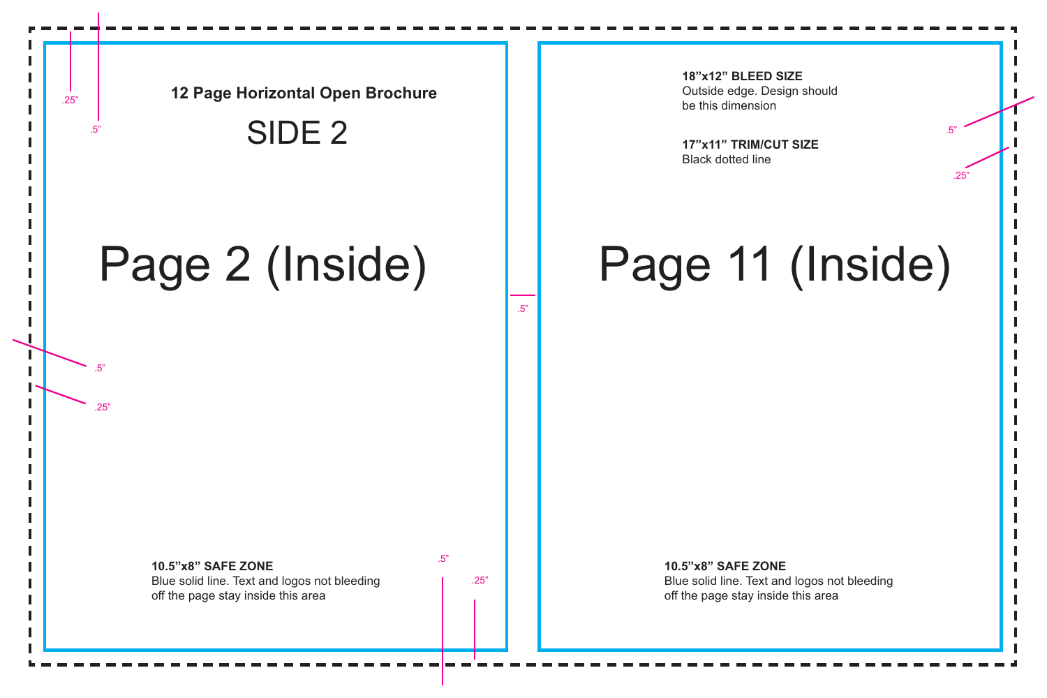**12 Page Horizontal Open Brochure**

SIDE 2

# Page 2 (Inside)

**10.5"x8" SAFE ZONE**
Blue solid line. Text and logos not bleeding off the page stay inside this area

# Page 11 (Inside)

**18"x12" BLEED SIZE**
Outside edge. Design should be this dimension

**17"x11" TRIM/CUT SIZE**
Black dotted line

**10.5"x8" SAFE ZONE**
Blue solid line. Text and logos not bleeding off the page stay inside this area

.25"

.5"

.5"

.25"

.5"

.5"

.25"

.5"

.25"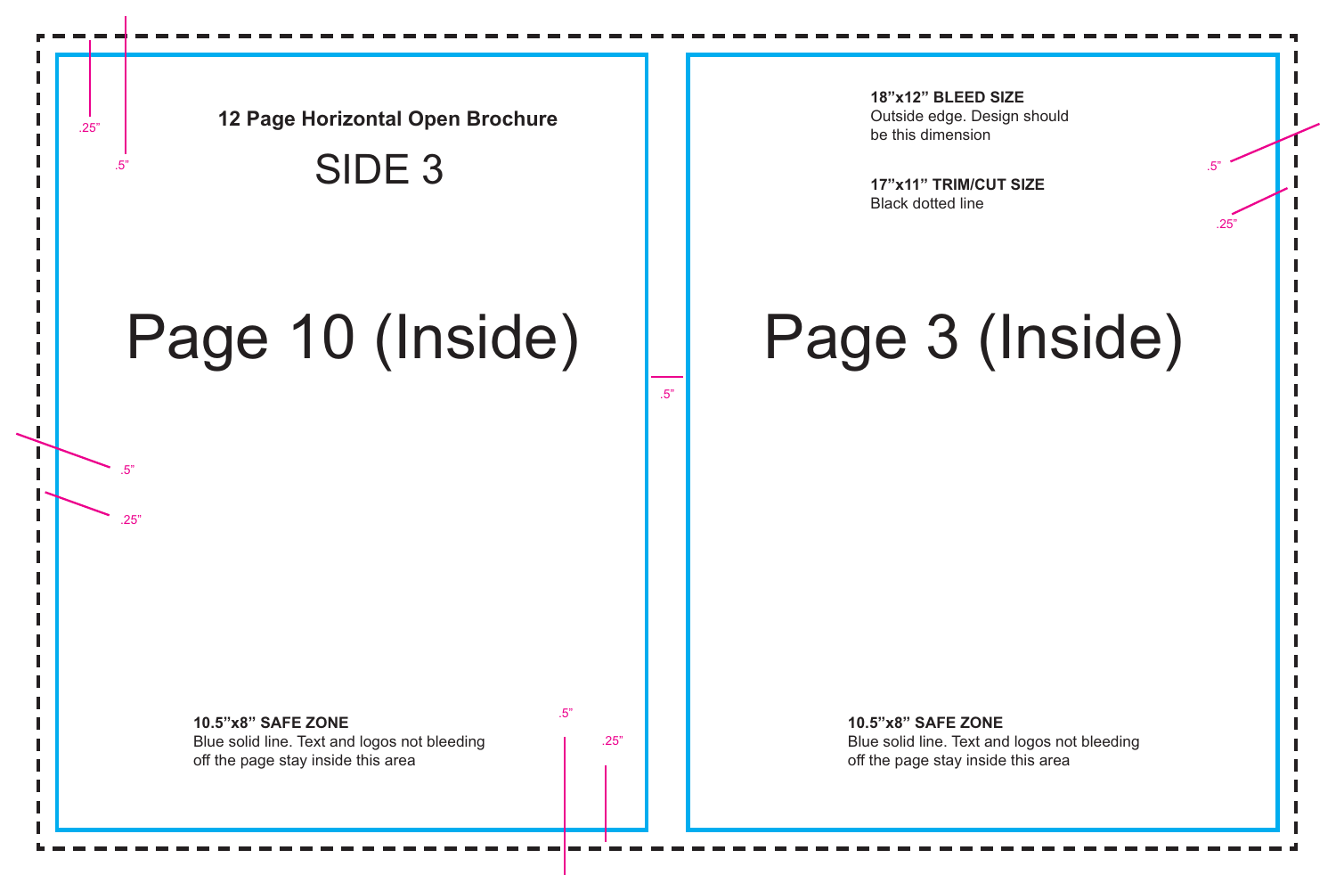**12 Page Horizontal Open Brochure**

SIDE 3

# Page 10 (Inside)

# Page 3 (Inside)

**18”x12” BLEED SIZE**
Outside edge. Design should be this dimension

**17”x11” TRIM/CUT SIZE**
Black dotted line

**10.5”x8” SAFE ZONE**
Blue solid line. Text and logos not bleeding off the page stay inside this area

**10.5”x8” SAFE ZONE**
Blue solid line. Text and logos not bleeding off the page stay inside this area

.25” .5” .5” .25” .5” .5” .25” .5” .25”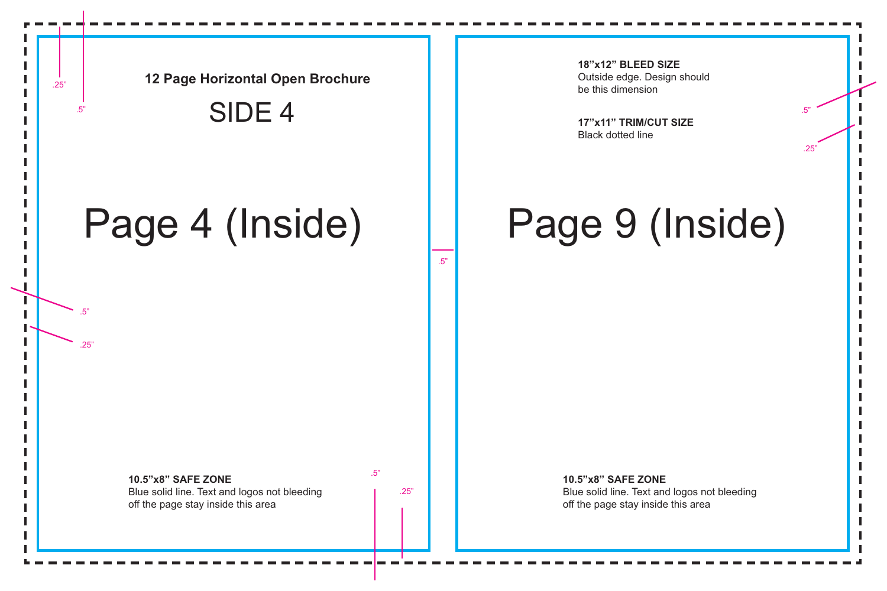**12 Page Horizontal Open Brochure**

SIDE 4

.25”

.5”

# Page 4 (Inside)

.5”

.25”

**10.5”x8” SAFE ZONE**
Blue solid line. Text and logos not bleeding off the page stay inside this area

.5”

.25”

.5”

**18”x12” BLEED SIZE**
Outside edge. Design should be this dimension

**17”x11” TRIM/CUT SIZE**
Black dotted line

.5”

.25”

# Page 9 (Inside)

**10.5”x8” SAFE ZONE**
Blue solid line. Text and logos not bleeding off the page stay inside this area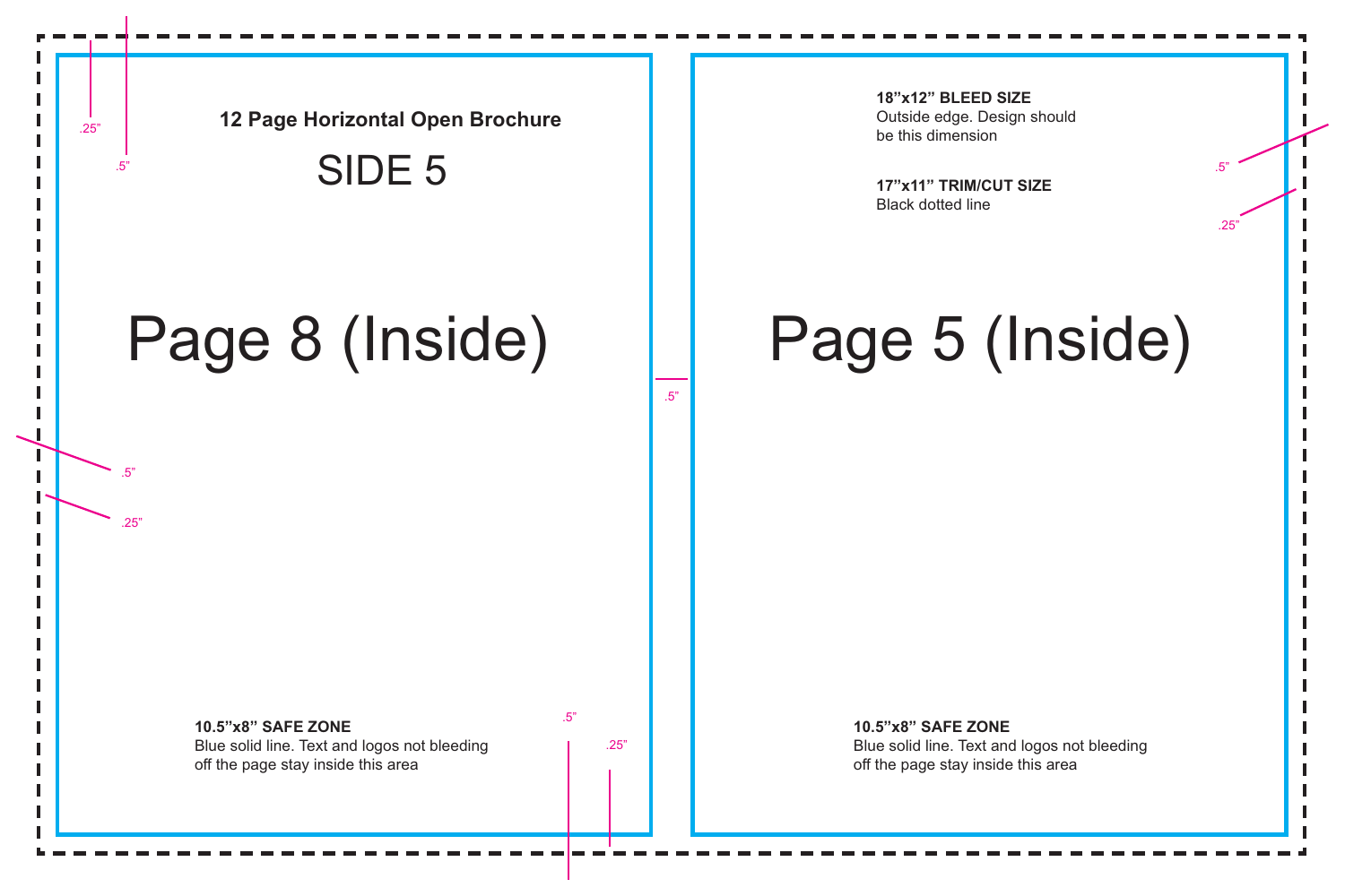**12 Page Horizontal Open Brochure**

SIDE 5

.25”

.5”

# Page 8 (Inside)

.5”

.25”

**10.5”x8” SAFE ZONE**
Blue solid line. Text and logos not bleeding off the page stay inside this area

.5”

.25”

.5”

**18”x12” BLEED SIZE**
Outside edge. Design should be this dimension

**17”x11” TRIM/CUT SIZE**
Black dotted line

.5”

.25”

# Page 5 (Inside)

**10.5”x8” SAFE ZONE**
Blue solid line. Text and logos not bleeding off the page stay inside this area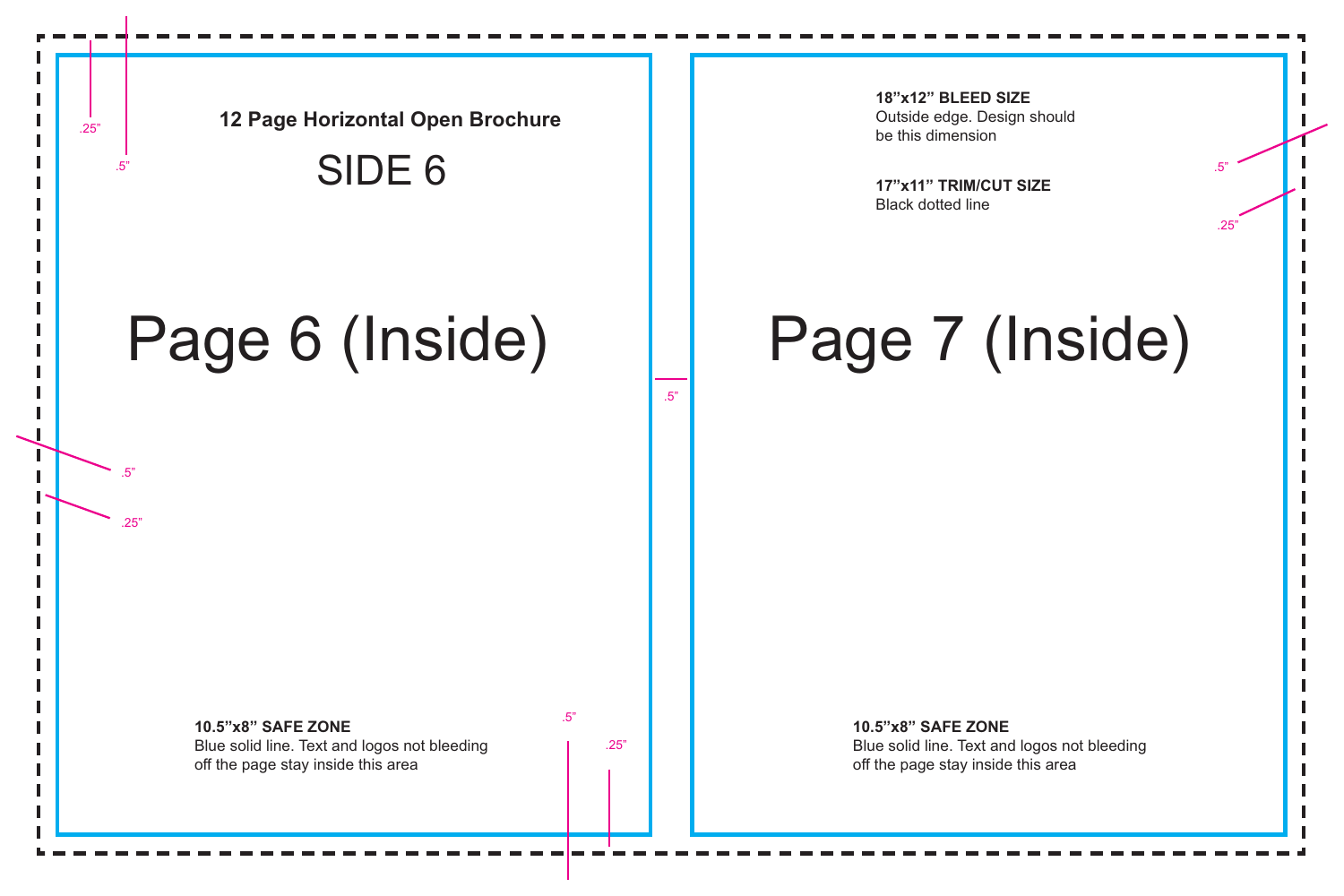**12 Page Horizontal Open Brochure**

SIDE 6

.25”

.5”

# Page 6 (Inside)

.5”

.25”

**10.5”x8” SAFE ZONE**
Blue solid line. Text and logos not bleeding off the page stay inside this area

.5”

.25”

.5”

**18”x12” BLEED SIZE**
Outside edge. Design should be this dimension

**17”x11” TRIM/CUT SIZE**
Black dotted line

.5”

.25”

# Page 7 (Inside)

**10.5”x8” SAFE ZONE**
Blue solid line. Text and logos not bleeding off the page stay inside this area